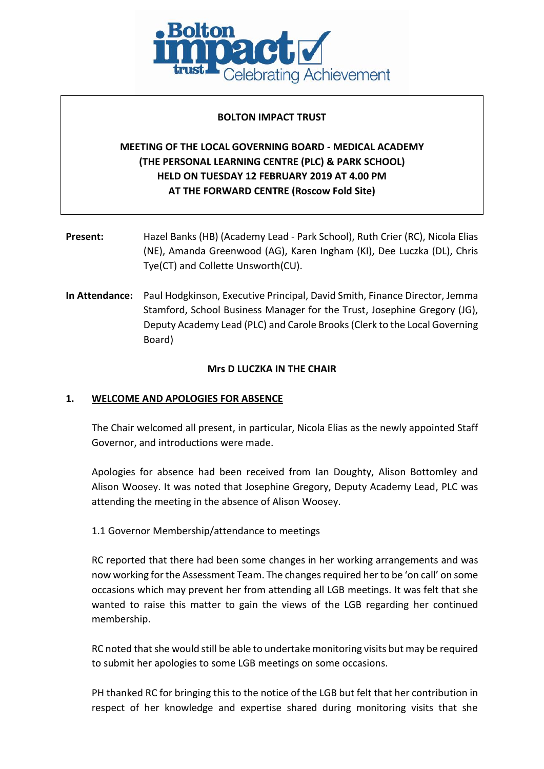**BOLTON IMPACT TRUST**

**MEETING OF THE LOCAL GOVERNING BOARD - MEDICAL ACADEMY (THE PERSONAL LEARNING CENTRE (PLC) & PARK SCHOOL) HELD ON TUESDAY 12 FEBRUARY 2019 AT 4.00 PM AT THE FORWARD CENTRE (Roscow Fold Site)**

**Present:** Hazel Banks (HB) (Academy Lead - Park School), Ruth Crier (RC), Nicola Elias (NE), Amanda Greenwood (AG), Karen Ingham (KI), Dee Luczka (DL), Chris Tye(CT) and Collette Unsworth(CU).

**In Attendance:** Paul Hodgkinson, Executive Principal, David Smith, Finance Director, Jemma Stamford, School Business Manager for the Trust, Josephine Gregory (JG), Deputy Academy Lead (PLC) and Carole Brooks (Clerk to the Local Governing Board)

**Mrs D LUCZKA IN THE CHAIR**

## 1. WELCOME AND APOLOGIES FOR ABSENCE

The Chair welcomed all present, in particular, Nicola Elias as the newly appointed Staff Governor, and introductions were made.

Apologies for absence had been received from Ian Doughty, Alison Bottomley and Alison Woosey. It was noted that Josephine Gregory, Deputy Academy Lead, PLC was attending the meeting in the absence of Alison Woosey.

### 1.1 Governor Membership/attendance to meetings

RC reported that there had been some changes in her working arrangements and was now working for the Assessment Team. The changes required her to be 'on call' on some occasions which may prevent her from attending all LGB meetings. It was felt that she wanted to raise this matter to gain the views of the LGB regarding her continued membership.

RC noted that she would still be able to undertake monitoring visits but may be required to submit her apologies to some LGB meetings on some occasions.

PH thanked RC for bringing this to the notice of the LGB but felt that her contribution in respect of her knowledge and expertise shared during monitoring visits that she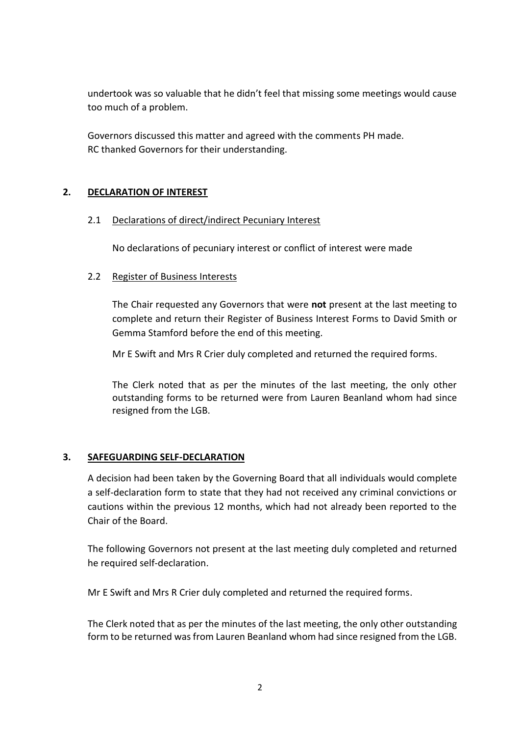undertook was so valuable that he didn't feel that missing some meetings would cause too much of a problem.

Governors discussed this matter and agreed with the comments PH made.
RC thanked Governors for their understanding.

## 2. DECLARATION OF INTEREST

### 2.1 Declarations of direct/indirect Pecuniary Interest

No declarations of pecuniary interest or conflict of interest were made

### 2.2 Register of Business Interests

The Chair requested any Governors that were **not** present at the last meeting to complete and return their Register of Business Interest Forms to David Smith or Gemma Stamford before the end of this meeting.

Mr E Swift and Mrs R Crier duly completed and returned the required forms.

The Clerk noted that as per the minutes of the last meeting, the only other outstanding forms to be returned were from Lauren Beanland whom had since resigned from the LGB.

## 3. SAFEGUARDING SELF-DECLARATION

A decision had been taken by the Governing Board that all individuals would complete a self-declaration form to state that they had not received any criminal convictions or cautions within the previous 12 months, which had not already been reported to the Chair of the Board.

The following Governors not present at the last meeting duly completed and returned he required self-declaration.

Mr E Swift and Mrs R Crier duly completed and returned the required forms.

The Clerk noted that as per the minutes of the last meeting, the only other outstanding form to be returned was from Lauren Beanland whom had since resigned from the LGB.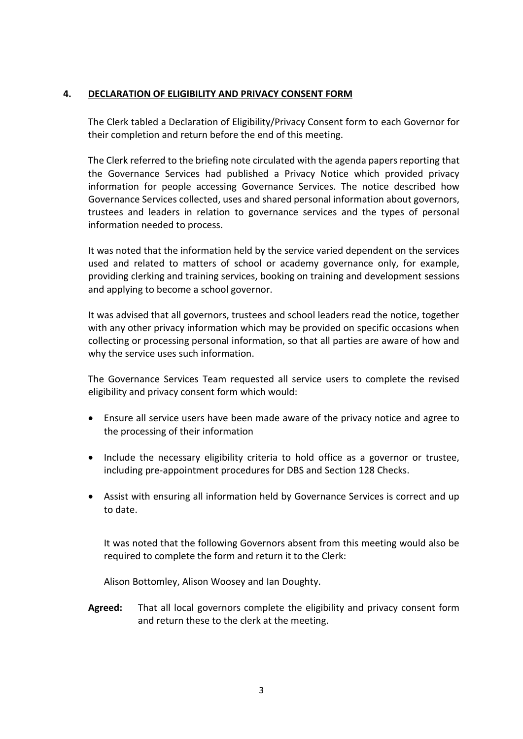## 4. DECLARATION OF ELIGIBILITY AND PRIVACY CONSENT FORM

The Clerk tabled a Declaration of Eligibility/Privacy Consent form to each Governor for their completion and return before the end of this meeting.

The Clerk referred to the briefing note circulated with the agenda papers reporting that the Governance Services had published a Privacy Notice which provided privacy information for people accessing Governance Services. The notice described how Governance Services collected, uses and shared personal information about governors, trustees and leaders in relation to governance services and the types of personal information needed to process.

It was noted that the information held by the service varied dependent on the services used and related to matters of school or academy governance only, for example, providing clerking and training services, booking on training and development sessions and applying to become a school governor.

It was advised that all governors, trustees and school leaders read the notice, together with any other privacy information which may be provided on specific occasions when collecting or processing personal information, so that all parties are aware of how and why the service uses such information.

The Governance Services Team requested all service users to complete the revised eligibility and privacy consent form which would:

- Ensure all service users have been made aware of the privacy notice and agree to the processing of their information
- Include the necessary eligibility criteria to hold office as a governor or trustee, including pre-appointment procedures for DBS and Section 128 Checks.
- Assist with ensuring all information held by Governance Services is correct and up to date.

It was noted that the following Governors absent from this meeting would also be required to complete the form and return it to the Clerk:

Alison Bottomley, Alison Woosey and Ian Doughty.

**Agreed:** That all local governors complete the eligibility and privacy consent form and return these to the clerk at the meeting.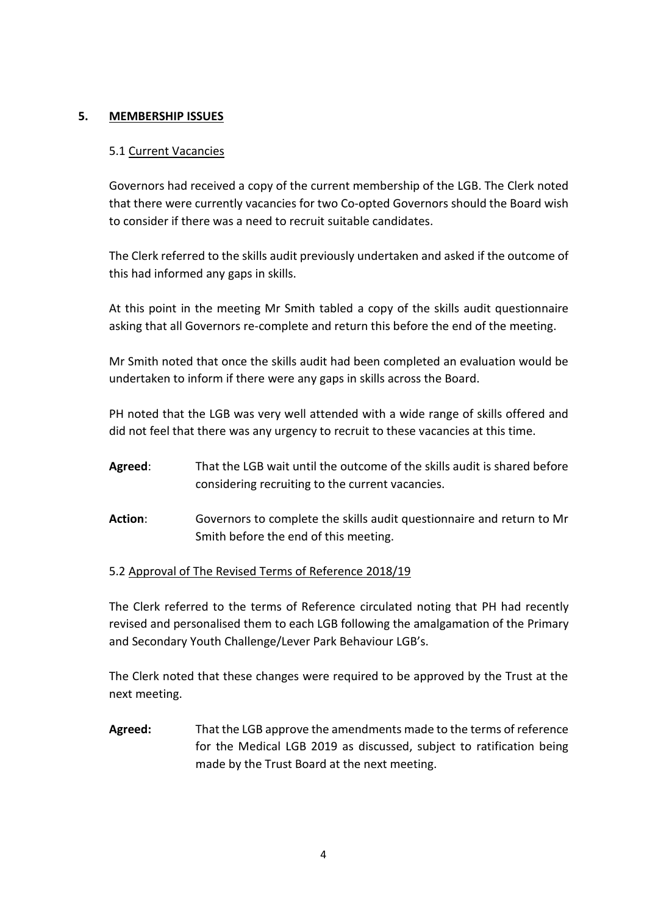## 5. <u>MEMBERSHIP ISSUES</u>

### 5.1 <u>Current Vacancies</u>

Governors had received a copy of the current membership of the LGB. The Clerk noted that there were currently vacancies for two Co-opted Governors should the Board wish to consider if there was a need to recruit suitable candidates.

The Clerk referred to the skills audit previously undertaken and asked if the outcome of this had informed any gaps in skills.

At this point in the meeting Mr Smith tabled a copy of the skills audit questionnaire asking that all Governors re-complete and return this before the end of the meeting.

Mr Smith noted that once the skills audit had been completed an evaluation would be undertaken to inform if there were any gaps in skills across the Board.

PH noted that the LGB was very well attended with a wide range of skills offered and did not feel that there was any urgency to recruit to these vacancies at this time.

**Agreed**: That the LGB wait until the outcome of the skills audit is shared before considering recruiting to the current vacancies.

**Action**: Governors to complete the skills audit questionnaire and return to Mr Smith before the end of this meeting.

### 5.2 <u>Approval of The Revised Terms of Reference 2018/19</u>

The Clerk referred to the terms of Reference circulated noting that PH had recently revised and personalised them to each LGB following the amalgamation of the Primary and Secondary Youth Challenge/Lever Park Behaviour LGB's.

The Clerk noted that these changes were required to be approved by the Trust at the next meeting.

**Agreed:** That the LGB approve the amendments made to the terms of reference for the Medical LGB 2019 as discussed, subject to ratification being made by the Trust Board at the next meeting.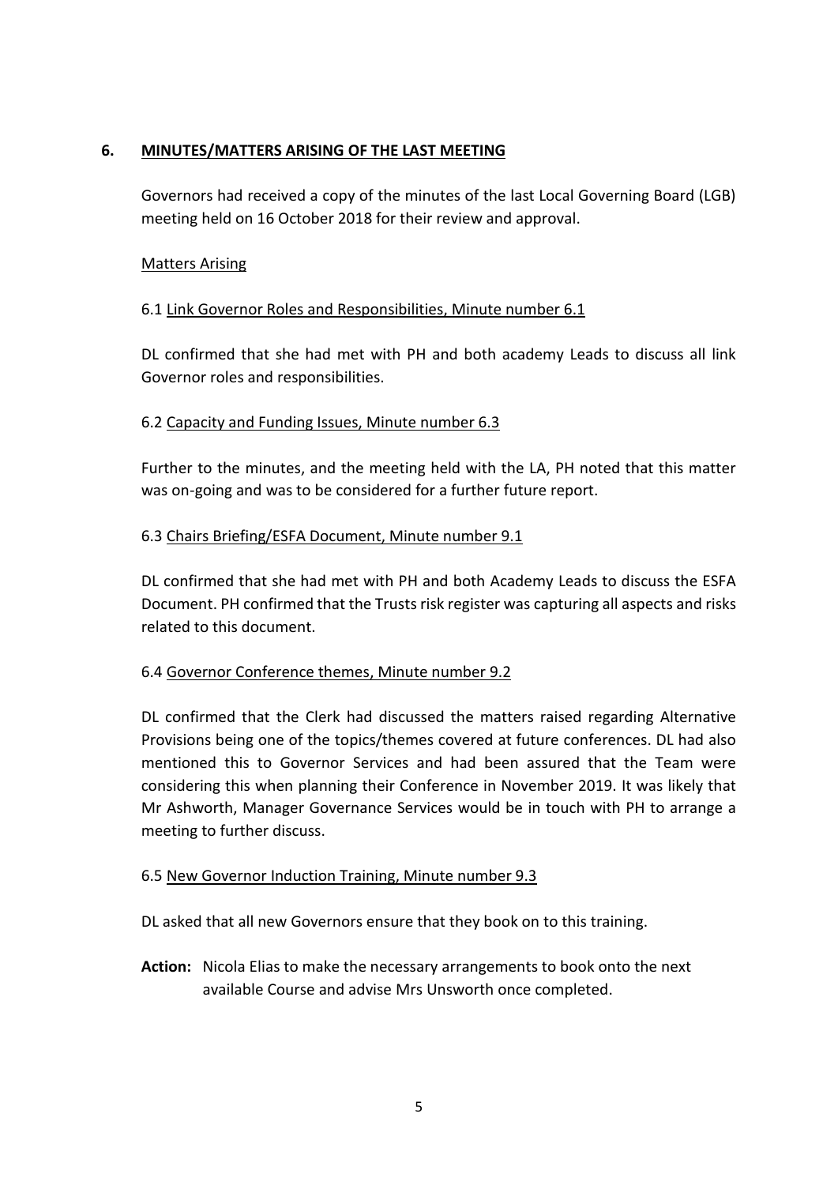## 6. MINUTES/MATTERS ARISING OF THE LAST MEETING

Governors had received a copy of the minutes of the last Local Governing Board (LGB) meeting held on 16 October 2018 for their review and approval.

### Matters Arising

#### 6.1 Link Governor Roles and Responsibilities, Minute number 6.1

DL confirmed that she had met with PH and both academy Leads to discuss all link Governor roles and responsibilities.

#### 6.2 Capacity and Funding Issues, Minute number 6.3

Further to the minutes, and the meeting held with the LA, PH noted that this matter was on-going and was to be considered for a further future report.

#### 6.3 Chairs Briefing/ESFA Document, Minute number 9.1

DL confirmed that she had met with PH and both Academy Leads to discuss the ESFA Document. PH confirmed that the Trusts risk register was capturing all aspects and risks related to this document.

#### 6.4 Governor Conference themes, Minute number 9.2

DL confirmed that the Clerk had discussed the matters raised regarding Alternative Provisions being one of the topics/themes covered at future conferences. DL had also mentioned this to Governor Services and had been assured that the Team were considering this when planning their Conference in November 2019. It was likely that Mr Ashworth, Manager Governance Services would be in touch with PH to arrange a meeting to further discuss.

#### 6.5 New Governor Induction Training, Minute number 9.3

DL asked that all new Governors ensure that they book on to this training.

**Action:** Nicola Elias to make the necessary arrangements to book onto the next available Course and advise Mrs Unsworth once completed.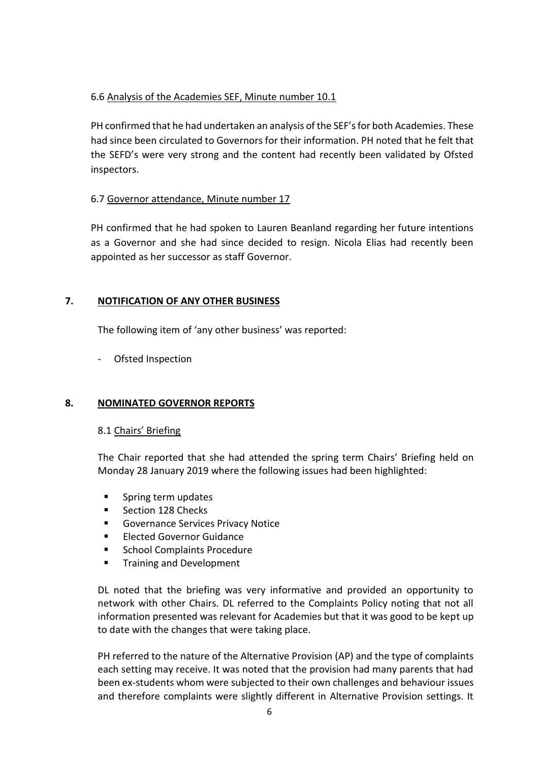6.6 Analysis of the Academies SEF, Minute number 10.1

PH confirmed that he had undertaken an analysis of the SEF's for both Academies. These had since been circulated to Governors for their information. PH noted that he felt that the SEFD's were very strong and the content had recently been validated by Ofsted inspectors.

6.7 Governor attendance, Minute number 17

PH confirmed that he had spoken to Lauren Beanland regarding her future intentions as a Governor and she had since decided to resign. Nicola Elias had recently been appointed as her successor as staff Governor.

## 7. NOTIFICATION OF ANY OTHER BUSINESS

The following item of 'any other business' was reported:

- Ofsted Inspection

## 8. NOMINATED GOVERNOR REPORTS

8.1 Chairs' Briefing

The Chair reported that she had attended the spring term Chairs' Briefing held on Monday 28 January 2019 where the following issues had been highlighted:

- Spring term updates
- Section 128 Checks
- Governance Services Privacy Notice
- Elected Governor Guidance
- School Complaints Procedure
- Training and Development

DL noted that the briefing was very informative and provided an opportunity to network with other Chairs. DL referred to the Complaints Policy noting that not all information presented was relevant for Academies but that it was good to be kept up to date with the changes that were taking place.

PH referred to the nature of the Alternative Provision (AP) and the type of complaints each setting may receive. It was noted that the provision had many parents that had been ex-students whom were subjected to their own challenges and behaviour issues and therefore complaints were slightly different in Alternative Provision settings. It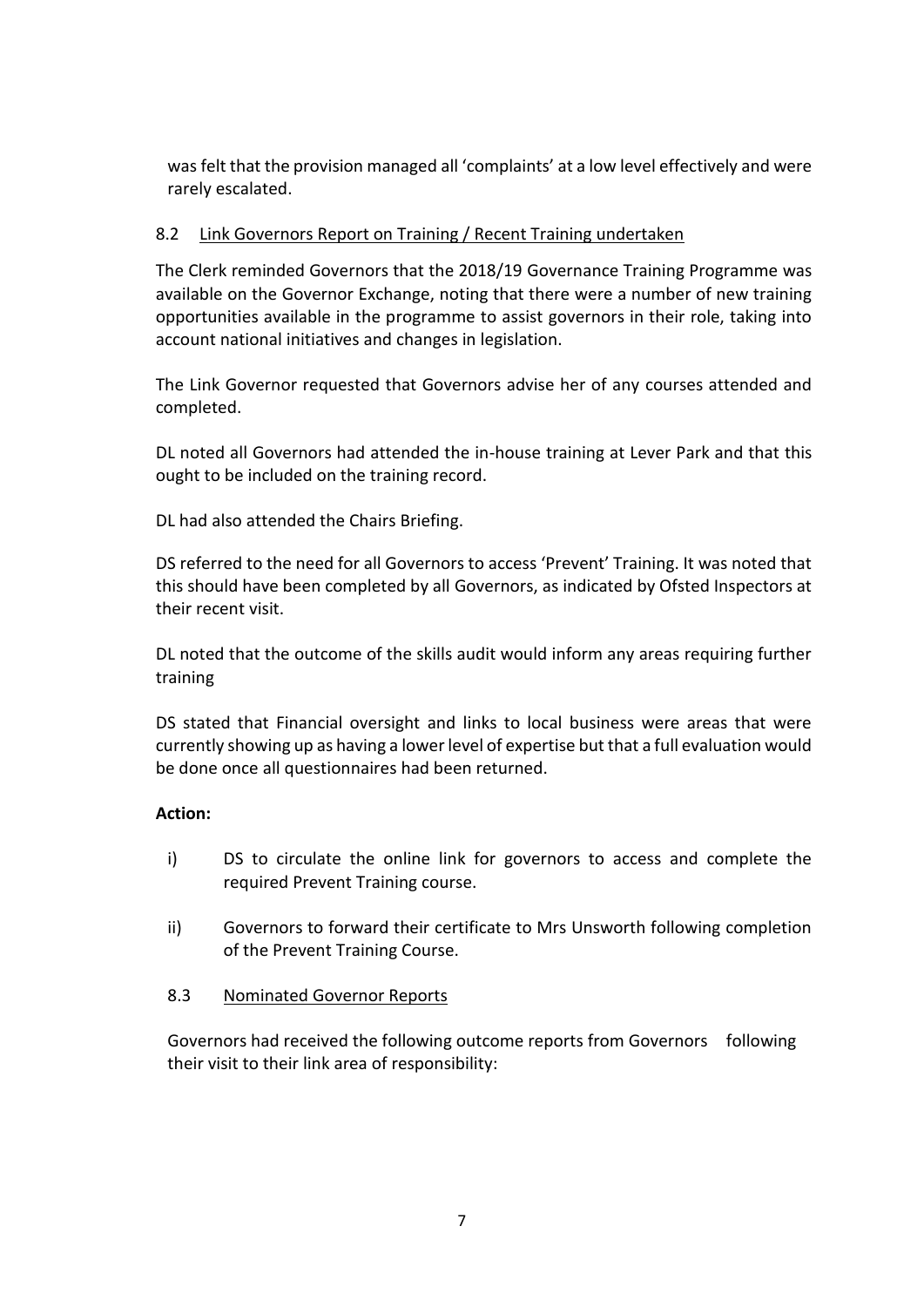was felt that the provision managed all 'complaints' at a low level effectively and were rarely escalated.

8.2 <u>Link Governors Report on Training / Recent Training undertaken</u>

The Clerk reminded Governors that the 2018/19 Governance Training Programme was available on the Governor Exchange, noting that there were a number of new training opportunities available in the programme to assist governors in their role, taking into account national initiatives and changes in legislation.

The Link Governor requested that Governors advise her of any courses attended and completed.

DL noted all Governors had attended the in-house training at Lever Park and that this ought to be included on the training record.

DL had also attended the Chairs Briefing.

DS referred to the need for all Governors to access 'Prevent' Training. It was noted that this should have been completed by all Governors, as indicated by Ofsted Inspectors at their recent visit.

DL noted that the outcome of the skills audit would inform any areas requiring further training

DS stated that Financial oversight and links to local business were areas that were currently showing up as having a lower level of expertise but that a full evaluation would be done once all questionnaires had been returned.

**Action:**

i) DS to circulate the online link for governors to access and complete the required Prevent Training course.

ii) Governors to forward their certificate to Mrs Unsworth following completion of the Prevent Training Course.

8.3 <u>Nominated Governor Reports</u>

Governors had received the following outcome reports from Governors following their visit to their link area of responsibility: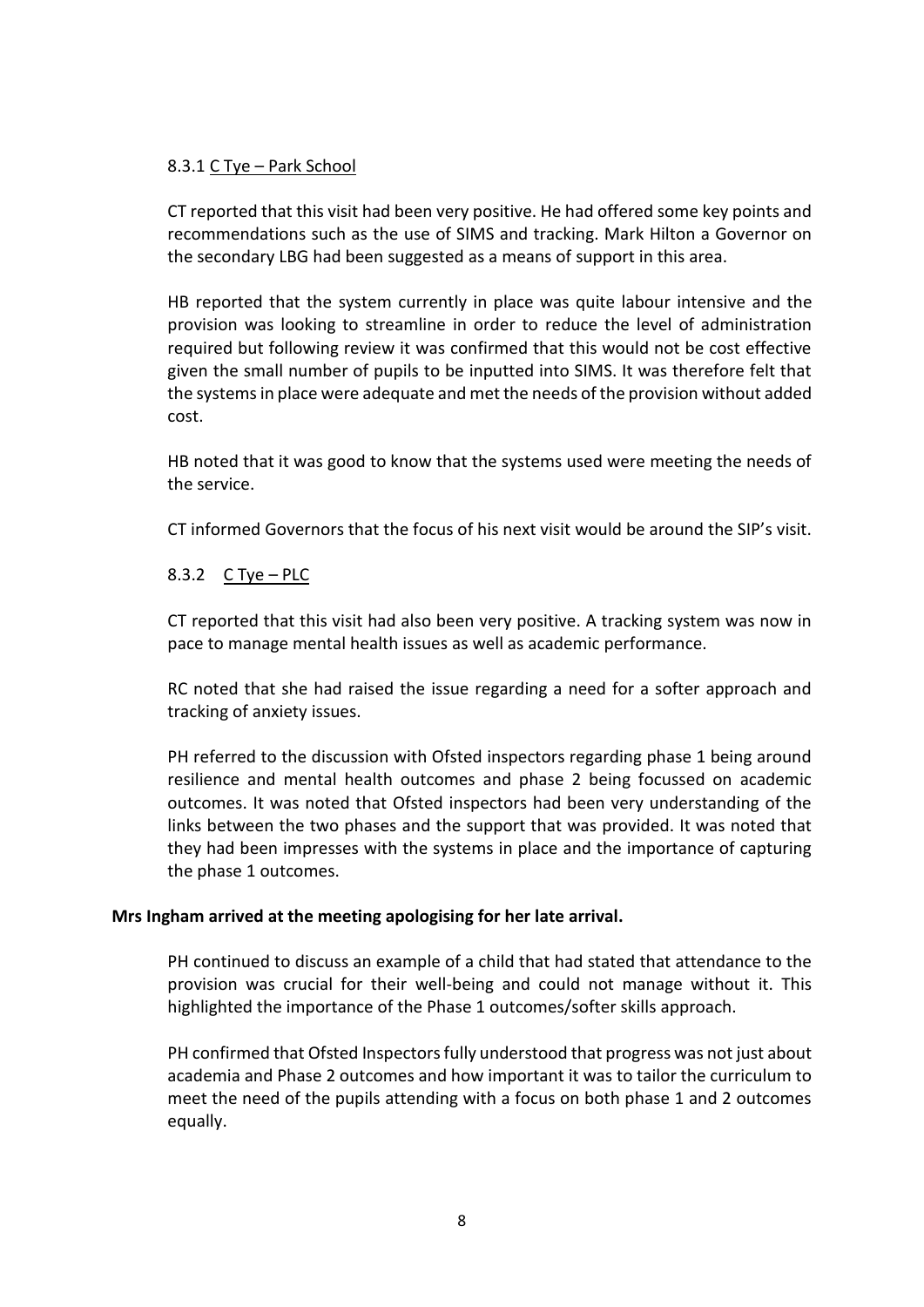8.3.1 <u>C Tye – Park School</u>

CT reported that this visit had been very positive. He had offered some key points and recommendations such as the use of SIMS and tracking. Mark Hilton a Governor on the secondary LBG had been suggested as a means of support in this area.

HB reported that the system currently in place was quite labour intensive and the provision was looking to streamline in order to reduce the level of administration required but following review it was confirmed that this would not be cost effective given the small number of pupils to be inputted into SIMS. It was therefore felt that the systems in place were adequate and met the needs of the provision without added cost.

HB noted that it was good to know that the systems used were meeting the needs of the service.

CT informed Governors that the focus of his next visit would be around the SIP's visit.

8.3.2 <u>C Tye – PLC</u>

CT reported that this visit had also been very positive. A tracking system was now in pace to manage mental health issues as well as academic performance.

RC noted that she had raised the issue regarding a need for a softer approach and tracking of anxiety issues.

PH referred to the discussion with Ofsted inspectors regarding phase 1 being around resilience and mental health outcomes and phase 2 being focussed on academic outcomes. It was noted that Ofsted inspectors had been very understanding of the links between the two phases and the support that was provided. It was noted that they had been impresses with the systems in place and the importance of capturing the phase 1 outcomes.

**Mrs Ingham arrived at the meeting apologising for her late arrival.**

PH continued to discuss an example of a child that had stated that attendance to the provision was crucial for their well-being and could not manage without it. This highlighted the importance of the Phase 1 outcomes/softer skills approach.

PH confirmed that Ofsted Inspectors fully understood that progress was not just about academia and Phase 2 outcomes and how important it was to tailor the curriculum to meet the need of the pupils attending with a focus on both phase 1 and 2 outcomes equally.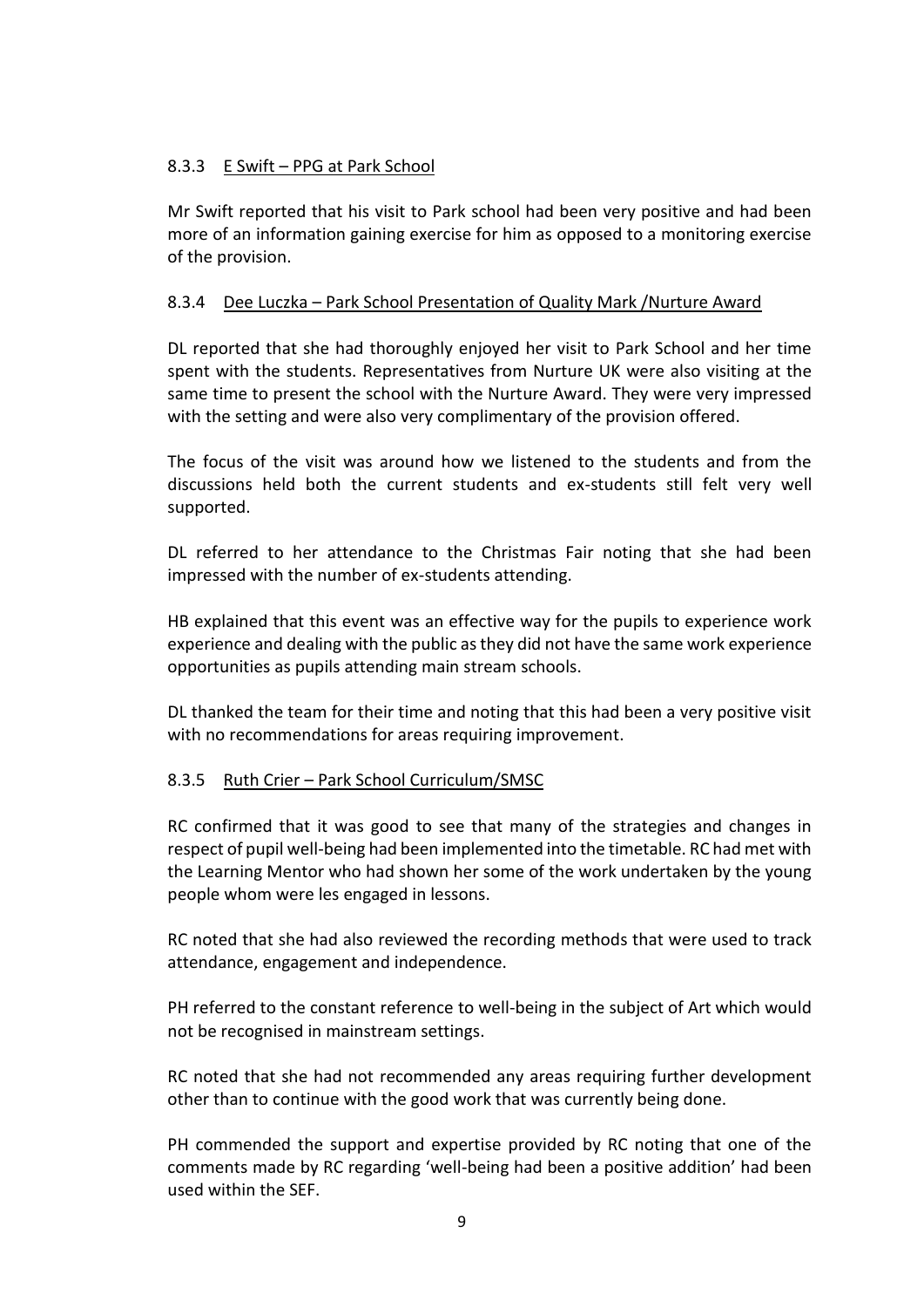#### 8.3.3 E Swift – PPG at Park School

Mr Swift reported that his visit to Park school had been very positive and had been more of an information gaining exercise for him as opposed to a monitoring exercise of the provision.

#### 8.3.4 Dee Luczka – Park School Presentation of Quality Mark /Nurture Award

DL reported that she had thoroughly enjoyed her visit to Park School and her time spent with the students. Representatives from Nurture UK were also visiting at the same time to present the school with the Nurture Award. They were very impressed with the setting and were also very complimentary of the provision offered.

The focus of the visit was around how we listened to the students and from the discussions held both the current students and ex-students still felt very well supported.

DL referred to her attendance to the Christmas Fair noting that she had been impressed with the number of ex-students attending.

HB explained that this event was an effective way for the pupils to experience work experience and dealing with the public as they did not have the same work experience opportunities as pupils attending main stream schools.

DL thanked the team for their time and noting that this had been a very positive visit with no recommendations for areas requiring improvement.

#### 8.3.5 Ruth Crier – Park School Curriculum/SMSC

RC confirmed that it was good to see that many of the strategies and changes in respect of pupil well-being had been implemented into the timetable. RC had met with the Learning Mentor who had shown her some of the work undertaken by the young people whom were les engaged in lessons.

RC noted that she had also reviewed the recording methods that were used to track attendance, engagement and independence.

PH referred to the constant reference to well-being in the subject of Art which would not be recognised in mainstream settings.

RC noted that she had not recommended any areas requiring further development other than to continue with the good work that was currently being done.

PH commended the support and expertise provided by RC noting that one of the comments made by RC regarding 'well-being had been a positive addition' had been used within the SEF.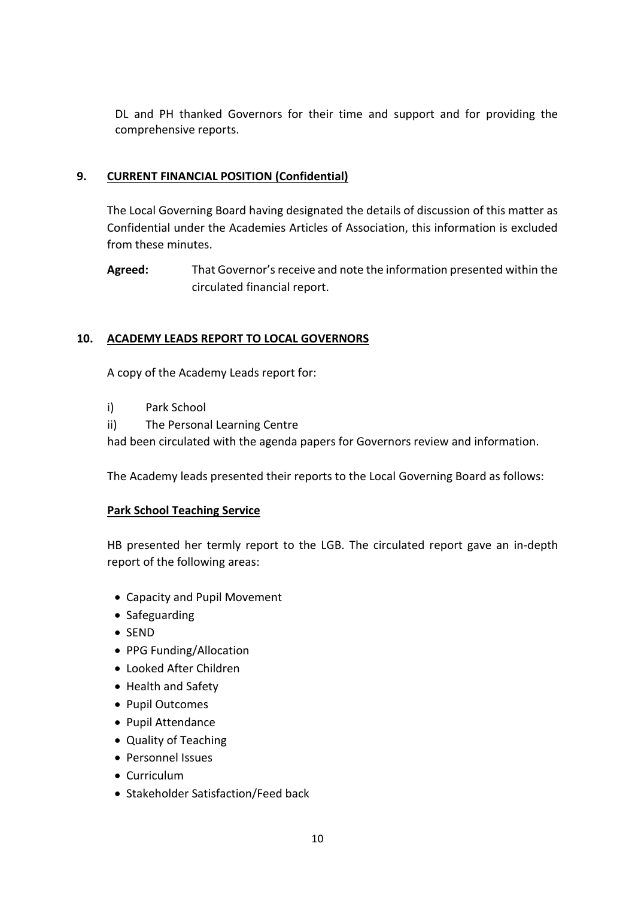DL and PH thanked Governors for their time and support and for providing the comprehensive reports.

## 9. CURRENT FINANCIAL POSITION (Confidential)

The Local Governing Board having designated the details of discussion of this matter as Confidential under the Academies Articles of Association, this information is excluded from these minutes.

**Agreed:** That Governor's receive and note the information presented within the circulated financial report.

## 10. ACADEMY LEADS REPORT TO LOCAL GOVERNORS

A copy of the Academy Leads report for:

i) Park School
ii) The Personal Learning Centre

had been circulated with the agenda papers for Governors review and information.

The Academy leads presented their reports to the Local Governing Board as follows:

**Park School Teaching Service**

HB presented her termly report to the LGB. The circulated report gave an in-depth report of the following areas:

- Capacity and Pupil Movement
- Safeguarding
- SEND
- PPG Funding/Allocation
- Looked After Children
- Health and Safety
- Pupil Outcomes
- Pupil Attendance
- Quality of Teaching
- Personnel Issues
- Curriculum
- Stakeholder Satisfaction/Feed back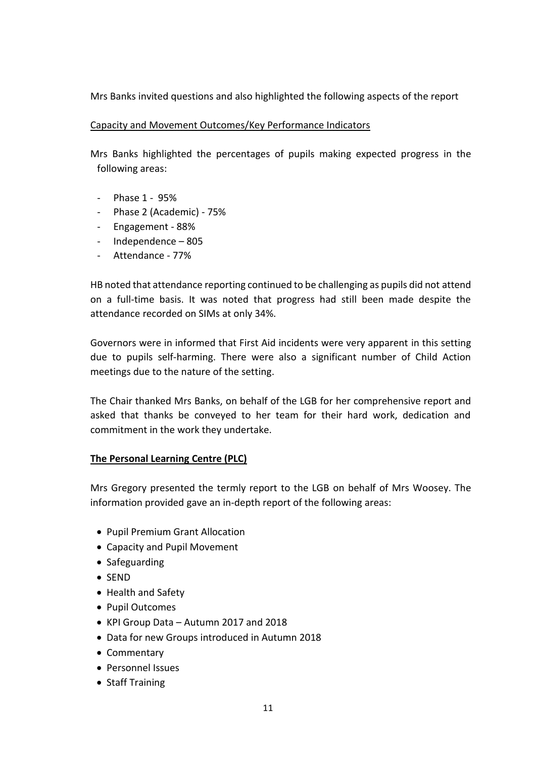Mrs Banks invited questions and also highlighted the following aspects of the report

Capacity and Movement Outcomes/Key Performance Indicators

Mrs Banks highlighted the percentages of pupils making expected progress in the following areas:

- Phase 1 - 95%
- Phase 2 (Academic) - 75%
- Engagement - 88%
- Independence – 805
- Attendance - 77%

HB noted that attendance reporting continued to be challenging as pupils did not attend on a full-time basis. It was noted that progress had still been made despite the attendance recorded on SIMs at only 34%.

Governors were in informed that First Aid incidents were very apparent in this setting due to pupils self-harming. There were also a significant number of Child Action meetings due to the nature of the setting.

The Chair thanked Mrs Banks, on behalf of the LGB for her comprehensive report and asked that thanks be conveyed to her team for their hard work, dedication and commitment in the work they undertake.

**The Personal Learning Centre (PLC)**

Mrs Gregory presented the termly report to the LGB on behalf of Mrs Woosey. The information provided gave an in-depth report of the following areas:

- Pupil Premium Grant Allocation
- Capacity and Pupil Movement
- Safeguarding
- SEND
- Health and Safety
- Pupil Outcomes
- KPI Group Data – Autumn 2017 and 2018
- Data for new Groups introduced in Autumn 2018
- Commentary
- Personnel Issues
- Staff Training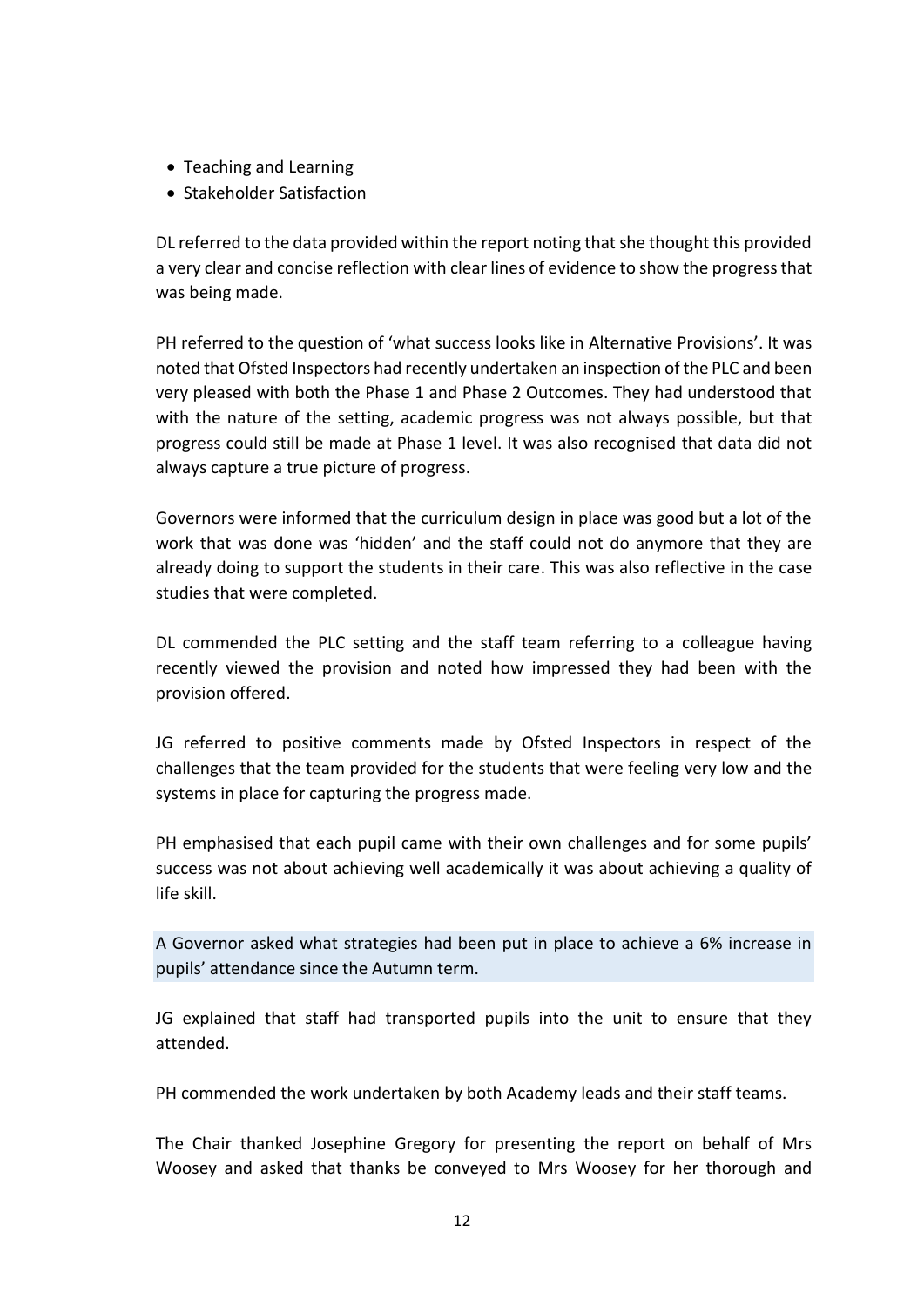- Teaching and Learning
- Stakeholder Satisfaction

DL referred to the data provided within the report noting that she thought this provided a very clear and concise reflection with clear lines of evidence to show the progress that was being made.

PH referred to the question of 'what success looks like in Alternative Provisions'. It was noted that Ofsted Inspectors had recently undertaken an inspection of the PLC and been very pleased with both the Phase 1 and Phase 2 Outcomes. They had understood that with the nature of the setting, academic progress was not always possible, but that progress could still be made at Phase 1 level. It was also recognised that data did not always capture a true picture of progress.

Governors were informed that the curriculum design in place was good but a lot of the work that was done was 'hidden' and the staff could not do anymore that they are already doing to support the students in their care. This was also reflective in the case studies that were completed.

DL commended the PLC setting and the staff team referring to a colleague having recently viewed the provision and noted how impressed they had been with the provision offered.

JG referred to positive comments made by Ofsted Inspectors in respect of the challenges that the team provided for the students that were feeling very low and the systems in place for capturing the progress made.

PH emphasised that each pupil came with their own challenges and for some pupils' success was not about achieving well academically it was about achieving a quality of life skill.

A Governor asked what strategies had been put in place to achieve a 6% increase in pupils' attendance since the Autumn term.

JG explained that staff had transported pupils into the unit to ensure that they attended.

PH commended the work undertaken by both Academy leads and their staff teams.

The Chair thanked Josephine Gregory for presenting the report on behalf of Mrs Woosey and asked that thanks be conveyed to Mrs Woosey for her thorough and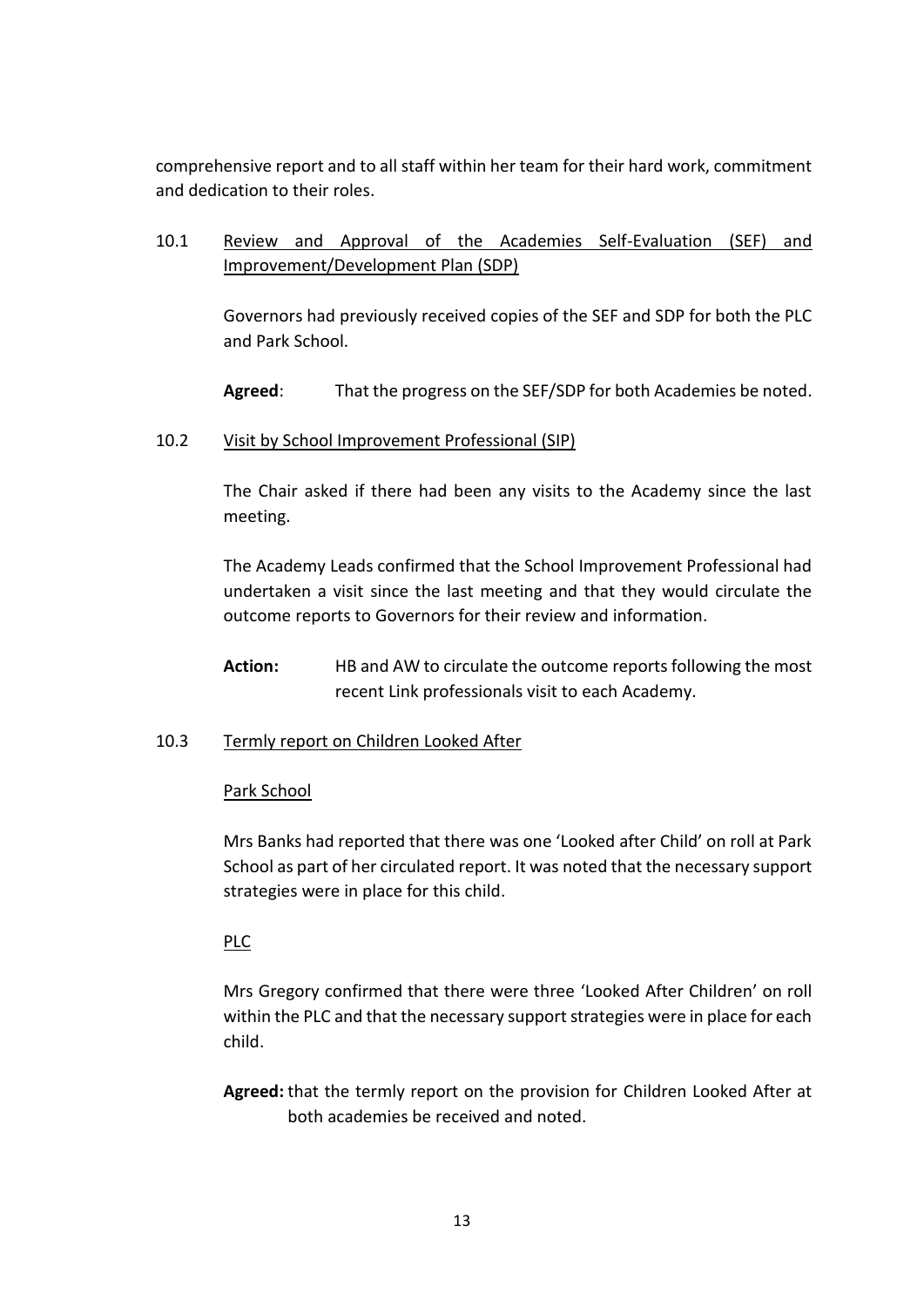comprehensive report and to all staff within her team for their hard work, commitment and dedication to their roles.

10.1 Review and Approval of the Academies Self-Evaluation (SEF) and Improvement/Development Plan (SDP)

Governors had previously received copies of the SEF and SDP for both the PLC and Park School.

**Agreed**: That the progress on the SEF/SDP for both Academies be noted.

10.2 Visit by School Improvement Professional (SIP)

The Chair asked if there had been any visits to the Academy since the last meeting.

The Academy Leads confirmed that the School Improvement Professional had undertaken a visit since the last meeting and that they would circulate the outcome reports to Governors for their review and information.

**Action:** HB and AW to circulate the outcome reports following the most recent Link professionals visit to each Academy.

10.3 Termly report on Children Looked After

Park School

Mrs Banks had reported that there was one 'Looked after Child' on roll at Park School as part of her circulated report. It was noted that the necessary support strategies were in place for this child.

PLC

Mrs Gregory confirmed that there were three 'Looked After Children' on roll within the PLC and that the necessary support strategies were in place for each child.

**Agreed:** that the termly report on the provision for Children Looked After at both academies be received and noted.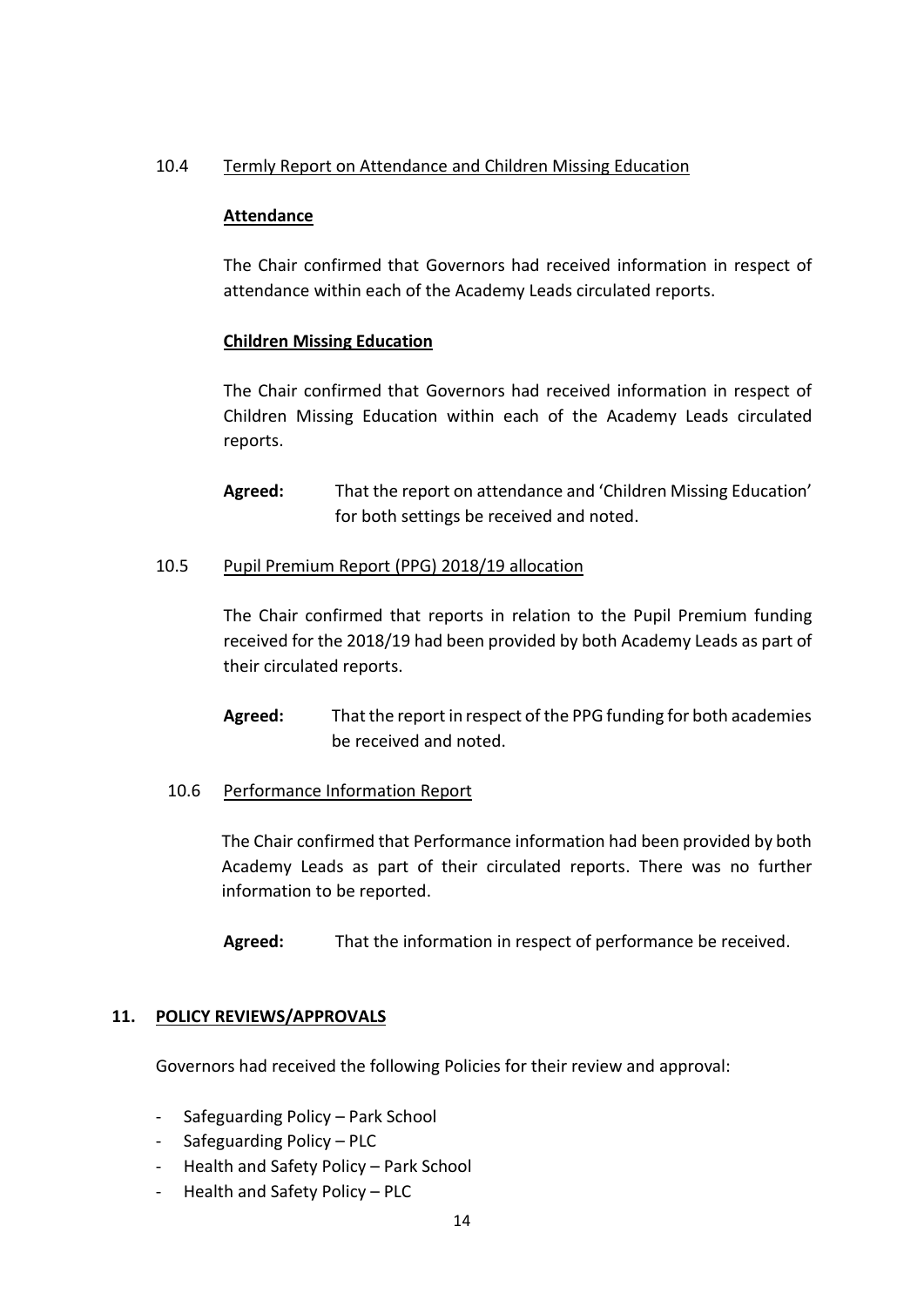10.4 Termly Report on Attendance and Children Missing Education

**Attendance**

The Chair confirmed that Governors had received information in respect of attendance within each of the Academy Leads circulated reports.

**Children Missing Education**

The Chair confirmed that Governors had received information in respect of Children Missing Education within each of the Academy Leads circulated reports.

**Agreed:** That the report on attendance and 'Children Missing Education' for both settings be received and noted.

10.5 Pupil Premium Report (PPG) 2018/19 allocation

The Chair confirmed that reports in relation to the Pupil Premium funding received for the 2018/19 had been provided by both Academy Leads as part of their circulated reports.

**Agreed:** That the report in respect of the PPG funding for both academies be received and noted.

10.6 Performance Information Report

The Chair confirmed that Performance information had been provided by both Academy Leads as part of their circulated reports. There was no further information to be reported.

**Agreed:** That the information in respect of performance be received.

## 11. POLICY REVIEWS/APPROVALS

Governors had received the following Policies for their review and approval:

- Safeguarding Policy – Park School
- Safeguarding Policy – PLC
- Health and Safety Policy – Park School
- Health and Safety Policy – PLC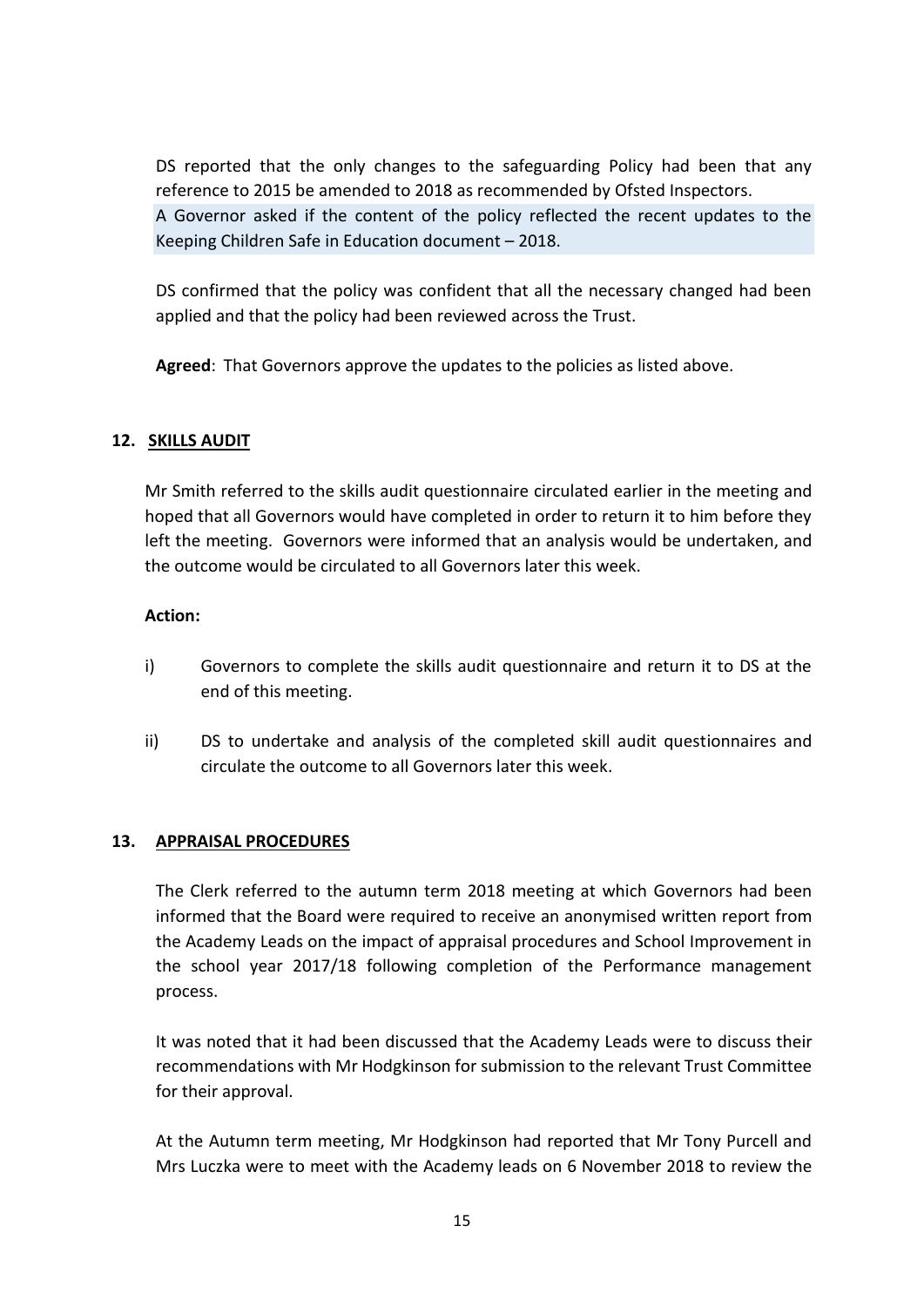DS reported that the only changes to the safeguarding Policy had been that any reference to 2015 be amended to 2018 as recommended by Ofsted Inspectors.

A Governor asked if the content of the policy reflected the recent updates to the Keeping Children Safe in Education document – 2018.

DS confirmed that the policy was confident that all the necessary changed had been applied and that the policy had been reviewed across the Trust.

**Agreed**: That Governors approve the updates to the policies as listed above.

## 12. SKILLS AUDIT

Mr Smith referred to the skills audit questionnaire circulated earlier in the meeting and hoped that all Governors would have completed in order to return it to him before they left the meeting. Governors were informed that an analysis would be undertaken, and the outcome would be circulated to all Governors later this week.

**Action:**

i) Governors to complete the skills audit questionnaire and return it to DS at the end of this meeting.

ii) DS to undertake and analysis of the completed skill audit questionnaires and circulate the outcome to all Governors later this week.

## 13. APPRAISAL PROCEDURES

The Clerk referred to the autumn term 2018 meeting at which Governors had been informed that the Board were required to receive an anonymised written report from the Academy Leads on the impact of appraisal procedures and School Improvement in the school year 2017/18 following completion of the Performance management process.

It was noted that it had been discussed that the Academy Leads were to discuss their recommendations with Mr Hodgkinson for submission to the relevant Trust Committee for their approval.

At the Autumn term meeting, Mr Hodgkinson had reported that Mr Tony Purcell and Mrs Luczka were to meet with the Academy leads on 6 November 2018 to review the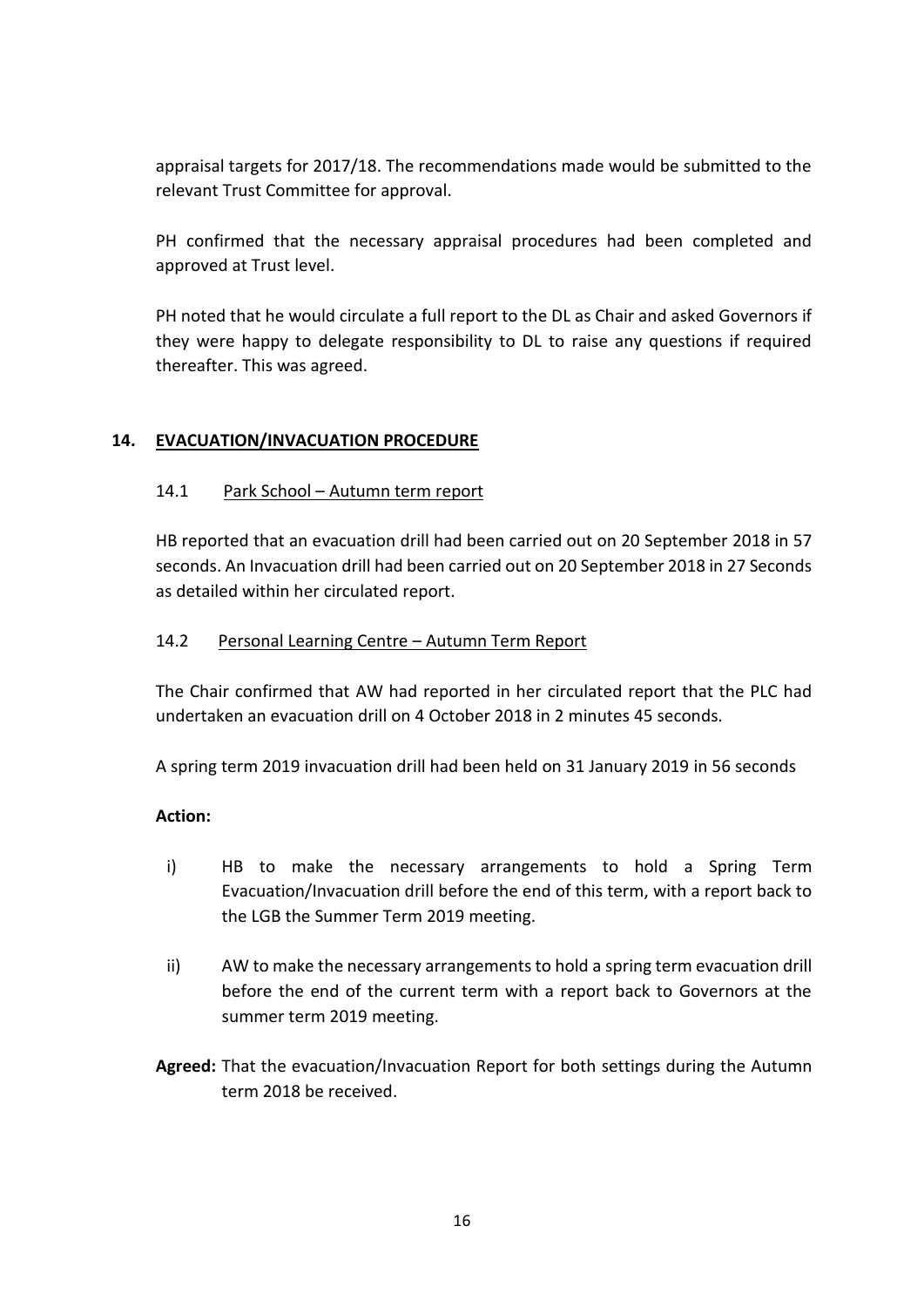appraisal targets for 2017/18. The recommendations made would be submitted to the relevant Trust Committee for approval.

PH confirmed that the necessary appraisal procedures had been completed and approved at Trust level.

PH noted that he would circulate a full report to the DL as Chair and asked Governors if they were happy to delegate responsibility to DL to raise any questions if required thereafter. This was agreed.

## 14. EVACUATION/INVACUATION PROCEDURE

### 14.1 Park School – Autumn term report

HB reported that an evacuation drill had been carried out on 20 September 2018 in 57 seconds. An Invacuation drill had been carried out on 20 September 2018 in 27 Seconds as detailed within her circulated report.

### 14.2 Personal Learning Centre – Autumn Term Report

The Chair confirmed that AW had reported in her circulated report that the PLC had undertaken an evacuation drill on 4 October 2018 in 2 minutes 45 seconds.

A spring term 2019 invacuation drill had been held on 31 January 2019 in 56 seconds

**Action:**

i) HB to make the necessary arrangements to hold a Spring Term Evacuation/Invacuation drill before the end of this term, with a report back to the LGB the Summer Term 2019 meeting.

ii) AW to make the necessary arrangements to hold a spring term evacuation drill before the end of the current term with a report back to Governors at the summer term 2019 meeting.

**Agreed:** That the evacuation/Invacuation Report for both settings during the Autumn term 2018 be received.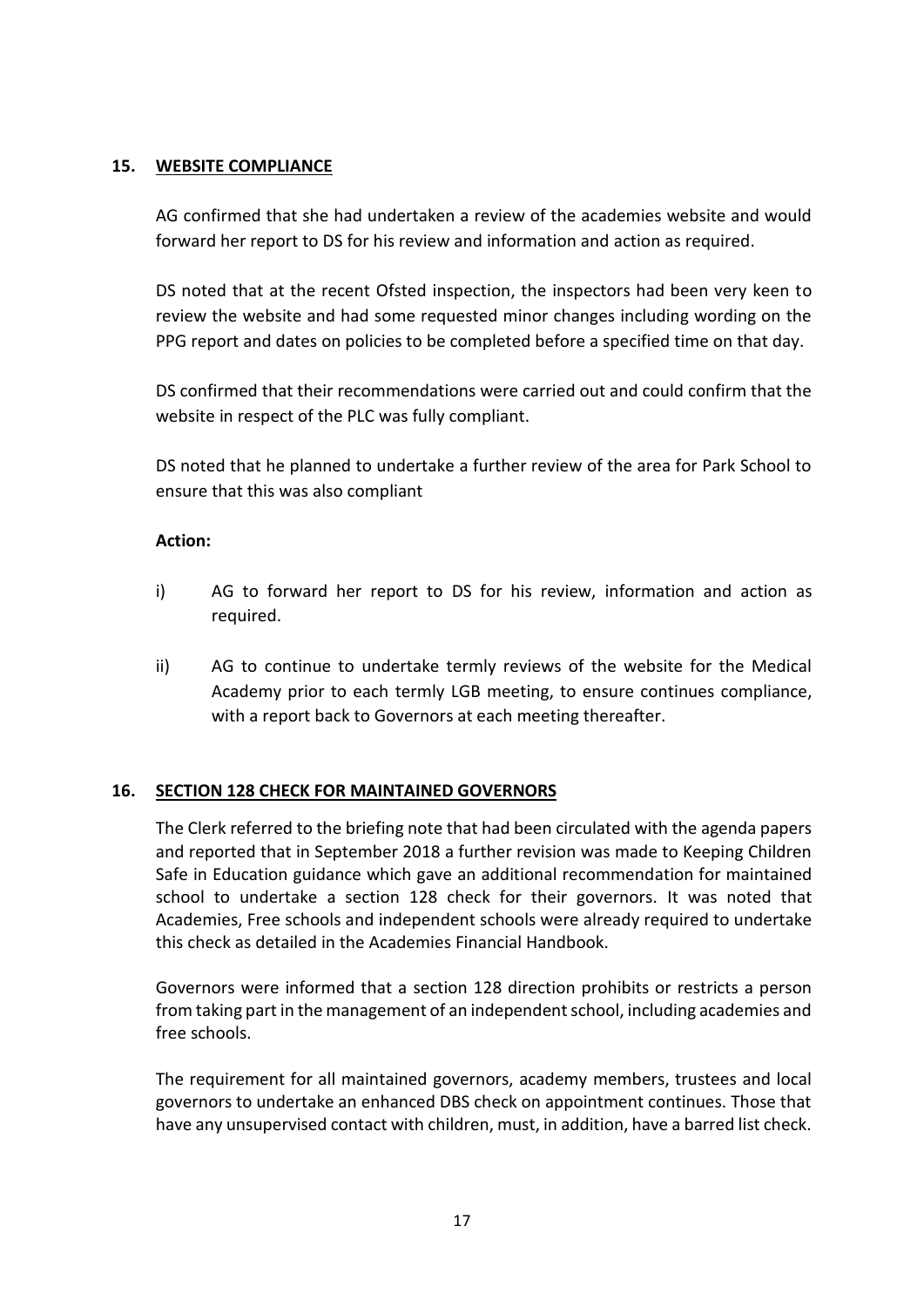## 15. WEBSITE COMPLIANCE

AG confirmed that she had undertaken a review of the academies website and would forward her report to DS for his review and information and action as required.

DS noted that at the recent Ofsted inspection, the inspectors had been very keen to review the website and had some requested minor changes including wording on the PPG report and dates on policies to be completed before a specified time on that day.

DS confirmed that their recommendations were carried out and could confirm that the website in respect of the PLC was fully compliant.

DS noted that he planned to undertake a further review of the area for Park School to ensure that this was also compliant

**Action:**

i) AG to forward her report to DS for his review, information and action as required.

ii) AG to continue to undertake termly reviews of the website for the Medical Academy prior to each termly LGB meeting, to ensure continues compliance, with a report back to Governors at each meeting thereafter.

## 16. SECTION 128 CHECK FOR MAINTAINED GOVERNORS

The Clerk referred to the briefing note that had been circulated with the agenda papers and reported that in September 2018 a further revision was made to Keeping Children Safe in Education guidance which gave an additional recommendation for maintained school to undertake a section 128 check for their governors. It was noted that Academies, Free schools and independent schools were already required to undertake this check as detailed in the Academies Financial Handbook.

Governors were informed that a section 128 direction prohibits or restricts a person from taking part in the management of an independent school, including academies and free schools.

The requirement for all maintained governors, academy members, trustees and local governors to undertake an enhanced DBS check on appointment continues. Those that have any unsupervised contact with children, must, in addition, have a barred list check.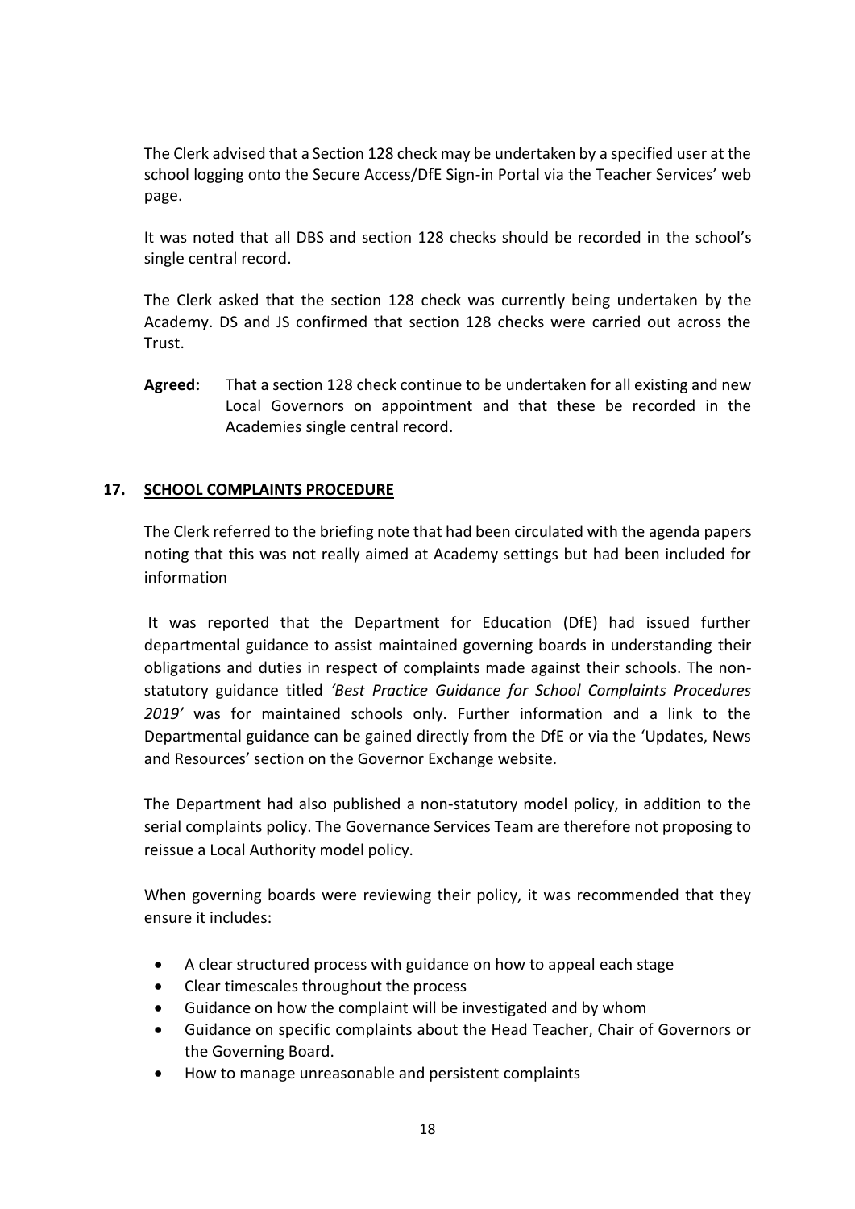The Clerk advised that a Section 128 check may be undertaken by a specified user at the school logging onto the Secure Access/DfE Sign-in Portal via the Teacher Services' web page.

It was noted that all DBS and section 128 checks should be recorded in the school's single central record.

The Clerk asked that the section 128 check was currently being undertaken by the Academy. DS and JS confirmed that section 128 checks were carried out across the Trust.

**Agreed:** That a section 128 check continue to be undertaken for all existing and new Local Governors on appointment and that these be recorded in the Academies single central record.

## 17. SCHOOL COMPLAINTS PROCEDURE

The Clerk referred to the briefing note that had been circulated with the agenda papers noting that this was not really aimed at Academy settings but had been included for information

It was reported that the Department for Education (DfE) had issued further departmental guidance to assist maintained governing boards in understanding their obligations and duties in respect of complaints made against their schools. The non-statutory guidance titled *'Best Practice Guidance for School Complaints Procedures 2019'* was for maintained schools only. Further information and a link to the Departmental guidance can be gained directly from the DfE or via the 'Updates, News and Resources' section on the Governor Exchange website.

The Department had also published a non-statutory model policy, in addition to the serial complaints policy. The Governance Services Team are therefore not proposing to reissue a Local Authority model policy.

When governing boards were reviewing their policy, it was recommended that they ensure it includes:

- A clear structured process with guidance on how to appeal each stage
- Clear timescales throughout the process
- Guidance on how the complaint will be investigated and by whom
- Guidance on specific complaints about the Head Teacher, Chair of Governors or the Governing Board.
- How to manage unreasonable and persistent complaints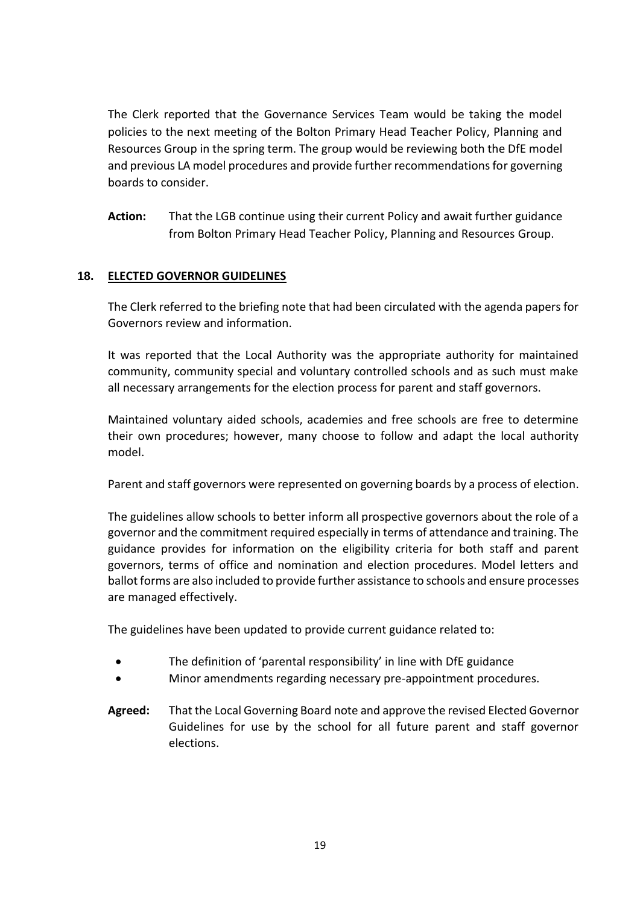The Clerk reported that the Governance Services Team would be taking the model policies to the next meeting of the Bolton Primary Head Teacher Policy, Planning and Resources Group in the spring term. The group would be reviewing both the DfE model and previous LA model procedures and provide further recommendations for governing boards to consider.

**Action:** That the LGB continue using their current Policy and await further guidance from Bolton Primary Head Teacher Policy, Planning and Resources Group.

## 18. ELECTED GOVERNOR GUIDELINES

The Clerk referred to the briefing note that had been circulated with the agenda papers for Governors review and information.

It was reported that the Local Authority was the appropriate authority for maintained community, community special and voluntary controlled schools and as such must make all necessary arrangements for the election process for parent and staff governors.

Maintained voluntary aided schools, academies and free schools are free to determine their own procedures; however, many choose to follow and adapt the local authority model.

Parent and staff governors were represented on governing boards by a process of election.

The guidelines allow schools to better inform all prospective governors about the role of a governor and the commitment required especially in terms of attendance and training. The guidance provides for information on the eligibility criteria for both staff and parent governors, terms of office and nomination and election procedures. Model letters and ballot forms are also included to provide further assistance to schools and ensure processes are managed effectively.

The guidelines have been updated to provide current guidance related to:

- The definition of 'parental responsibility' in line with DfE guidance
- Minor amendments regarding necessary pre-appointment procedures.

**Agreed:** That the Local Governing Board note and approve the revised Elected Governor Guidelines for use by the school for all future parent and staff governor elections.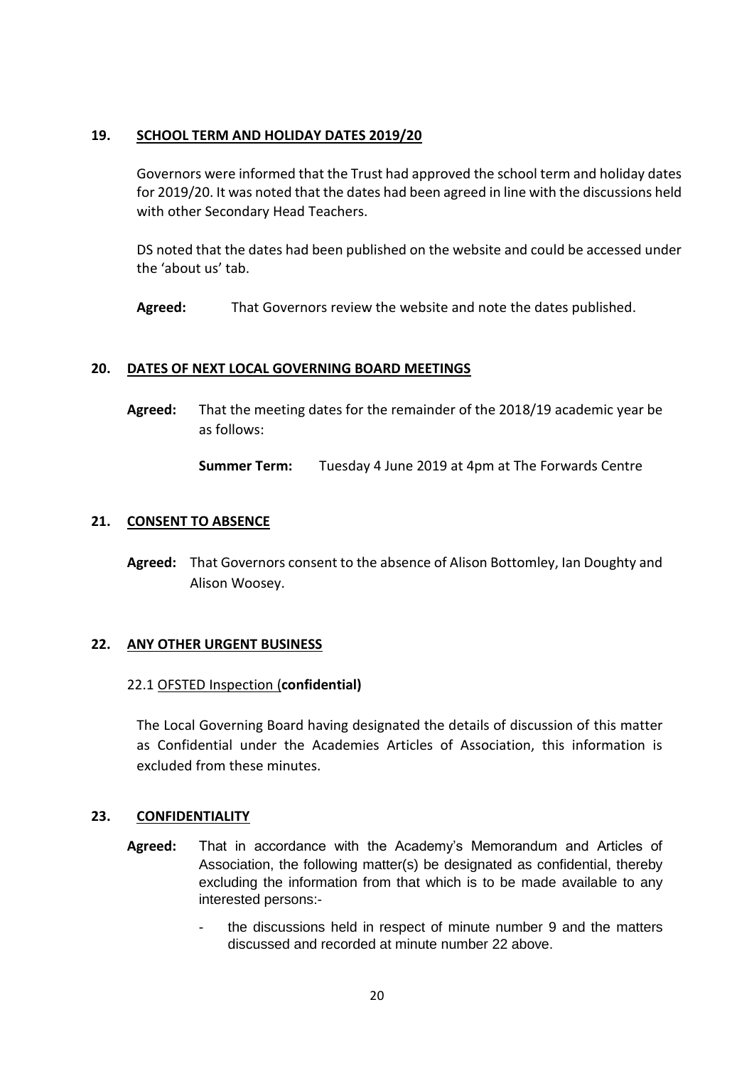## 19. <u>SCHOOL TERM AND HOLIDAY DATES 2019/20</u>

Governors were informed that the Trust had approved the school term and holiday dates for 2019/20. It was noted that the dates had been agreed in line with the discussions held with other Secondary Head Teachers.

DS noted that the dates had been published on the website and could be accessed under the 'about us' tab.

**Agreed:** That Governors review the website and note the dates published.

## 20. <u>DATES OF NEXT LOCAL GOVERNING BOARD MEETINGS</u>

**Agreed:** That the meeting dates for the remainder of the 2018/19 academic year be as follows:

**Summer Term:** Tuesday 4 June 2019 at 4pm at The Forwards Centre

## 21. <u>CONSENT TO ABSENCE</u>

**Agreed:** That Governors consent to the absence of Alison Bottomley, Ian Doughty and Alison Woosey.

## 22. <u>ANY OTHER URGENT BUSINESS</u>

22.1 <u>OFSTED Inspection (</u>**confidential)**

The Local Governing Board having designated the details of discussion of this matter as Confidential under the Academies Articles of Association, this information is excluded from these minutes.

## 23. <u>CONFIDENTIALITY</u>

**Agreed:** That in accordance with the Academy's Memorandum and Articles of Association, the following matter(s) be designated as confidential, thereby excluding the information from that which is to be made available to any interested persons:-

- the discussions held in respect of minute number 9 and the matters discussed and recorded at minute number 22 above.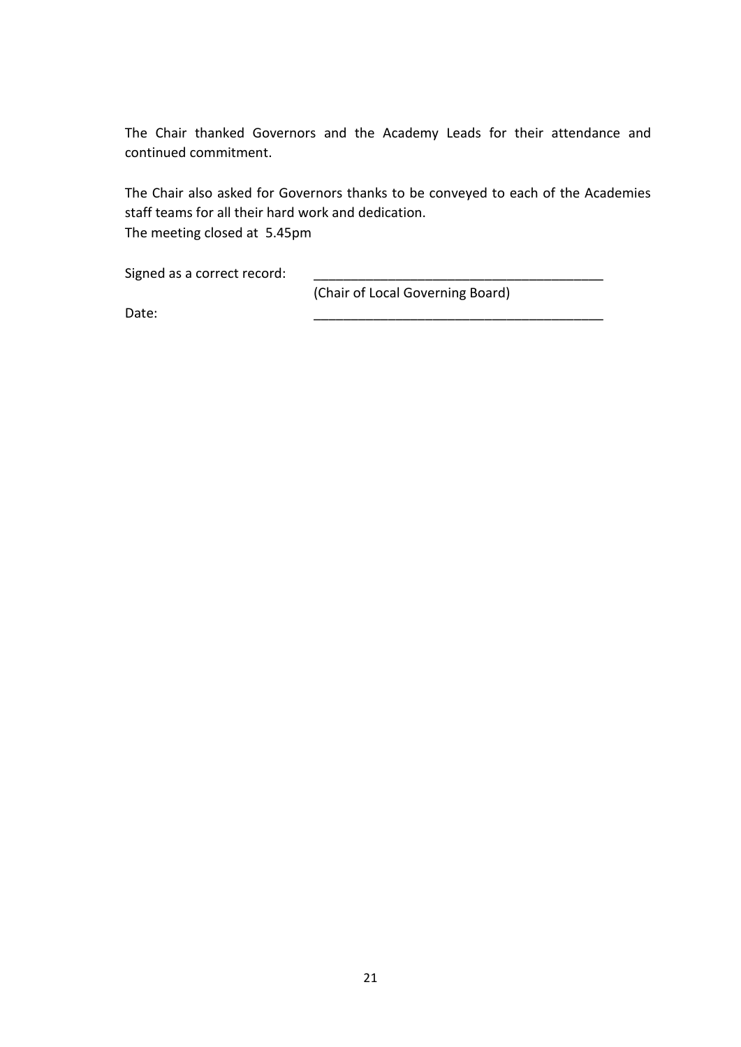The Chair thanked Governors and the Academy Leads for their attendance and continued commitment.

The Chair also asked for Governors thanks to be conveyed to each of the Academies staff teams for all their hard work and dedication.
The meeting closed at 5.45pm

Signed as a correct record: _______________________________________
(Chair of Local Governing Board)

Date: _______________________________________